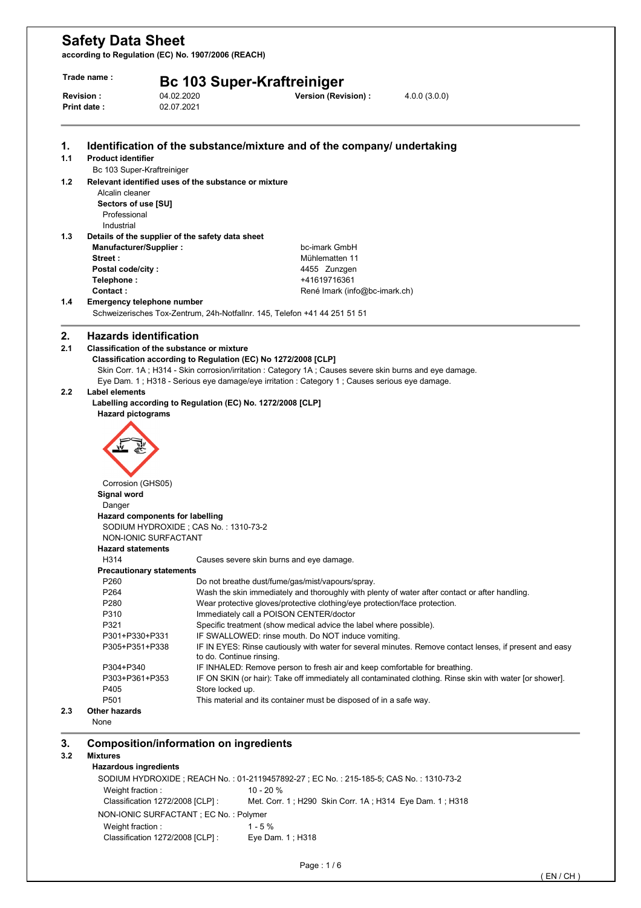# Safety Data Sheet

**according to Regulation (EC) No. 1907/2006 (REACH)**

**Trade name :** **Bc 103 Super-Kraftreiniger**

**Revision :** 04.02.2020 **Version (Revision) :** 4.0.0 (3.0.0)

**Print date :** 02.07.2021

## 1. Identification of the substance/mixture and of the company/ undertaking

### 1.1 Product identifier

Bc 103 Super-Kraftreiniger

### 1.2 Relevant identified uses of the substance or mixture

Alcalin cleaner

**Sectors of use [SU]**

Professional

Industrial

### 1.3 Details of the supplier of the safety data sheet

| | |
|---|---|
| **Manufacturer/Supplier :** | bc-imark GmbH |
| **Street :** | Mühlematten 11 |
| **Postal code/city :** | 4455 Zunzgen |
| **Telephone :** | +41619716361 |
| **Contact :** | René Imark (info@bc-imark.ch) |

### 1.4 Emergency telephone number

Schweizerisches Tox-Zentrum, 24h-Notfallnr. 145, Telefon +41 44 251 51 51

## 2. Hazards identification

### 2.1 Classification of the substance or mixture

**Classification according to Regulation (EC) No 1272/2008 [CLP]**

Skin Corr. 1A ; H314 - Skin corrosion/irritation : Category 1A ; Causes severe skin burns and eye damage.

Eye Dam. 1 ; H318 - Serious eye damage/eye irritation : Category 1 ; Causes serious eye damage.

### 2.2 Label elements

**Labelling according to Regulation (EC) No. 1272/2008 [CLP]**

**Hazard pictograms**

Corrosion (GHS05)

**Signal word**

Danger

**Hazard components for labelling**

SODIUM HYDROXIDE ; CAS No. : 1310-73-2

NON-IONIC SURFACTANT

**Hazard statements**

| | |
|---|---|
| H314 | Causes severe skin burns and eye damage. |

**Precautionary statements**

| | |
|---|---|
| P260 | Do not breathe dust/fume/gas/mist/vapours/spray. |
| P264 | Wash the skin immediately and thoroughly with plenty of water after contact or after handling. |
| P280 | Wear protective gloves/protective clothing/eye protection/face protection. |
| P310 | Immediately call a POISON CENTER/doctor |
| P321 | Specific treatment (show medical advice the label where possible). |
| P301+P330+P331 | IF SWALLOWED: rinse mouth. Do NOT induce vomiting. |
| P305+P351+P338 | IF IN EYES: Rinse cautiously with water for several minutes. Remove contact lenses, if present and easy to do. Continue rinsing. |
| P304+P340 | IF INHALED: Remove person to fresh air and keep comfortable for breathing. |
| P303+P361+P353 | IF ON SKIN (or hair): Take off immediately all contaminated clothing. Rinse skin with water [or shower]. |
| P405 | Store locked up. |
| P501 | This material and its container must be disposed of in a safe way. |

### 2.3 Other hazards

None

## 3. Composition/information on ingredients

### 3.2 Mixtures

**Hazardous ingredients**

SODIUM HYDROXIDE ; REACH No. : 01-2119457892-27 ; EC No. : 215-185-5; CAS No. : 1310-73-2

| | |
|---|---|
| Weight fraction : | 10 - 20 % |
| Classification 1272/2008 [CLP] : | Met. Corr. 1 ; H290 Skin Corr. 1A ; H314 Eye Dam. 1 ; H318 |

NON-IONIC SURFACTANT ; EC No. : Polymer

| | |
|---|---|
| Weight fraction : | 1 - 5 % |
| Classification 1272/2008 [CLP] : | Eye Dam. 1 ; H318 |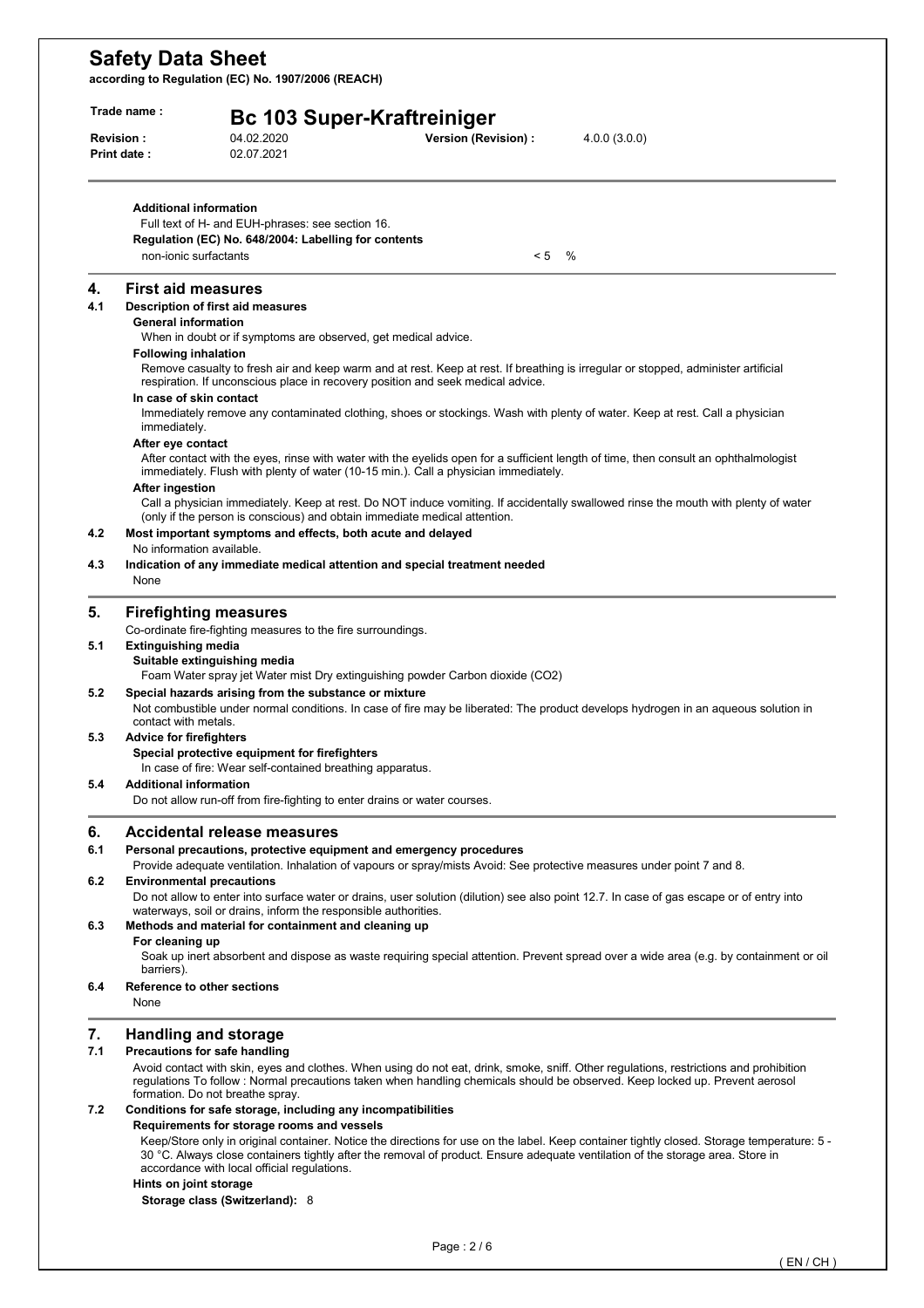**Additional information**

Full text of H- and EUH-phrases: see section 16.

**Regulation (EC) No. 648/2004: Labelling for contents**

| non-ionic surfactants | < 5 % |
|---|---|

## 4. First aid measures

### 4.1 Description of first aid measures

**General information**

When in doubt or if symptoms are observed, get medical advice.

**Following inhalation**

Remove casualty to fresh air and keep warm and at rest. Keep at rest. If breathing is irregular or stopped, administer artificial respiration. If unconscious place in recovery position and seek medical advice.

**In case of skin contact**

Immediately remove any contaminated clothing, shoes or stockings. Wash with plenty of water. Keep at rest. Call a physician immediately.

**After eye contact**

After contact with the eyes, rinse with water with the eyelids open for a sufficient length of time, then consult an ophthalmologist immediately. Flush with plenty of water (10-15 min.). Call a physician immediately.

**After ingestion**

Call a physician immediately. Keep at rest. Do NOT induce vomiting. If accidentally swallowed rinse the mouth with plenty of water (only if the person is conscious) and obtain immediate medical attention.

### 4.2 Most important symptoms and effects, both acute and delayed

No information available.

### 4.3 Indication of any immediate medical attention and special treatment needed

None

## 5. Firefighting measures

Co-ordinate fire-fighting measures to the fire surroundings.

### 5.1 Extinguishing media

**Suitable extinguishing media**

Foam Water spray jet Water mist Dry extinguishing powder Carbon dioxide ($CO_2$)

### 5.2 Special hazards arising from the substance or mixture

Not combustible under normal conditions. In case of fire may be liberated: The product develops hydrogen in an aqueous solution in contact with metals.

### 5.3 Advice for firefighters

**Special protective equipment for firefighters**

In case of fire: Wear self-contained breathing apparatus.

### 5.4 Additional information

Do not allow run-off from fire-fighting to enter drains or water courses.

## 6. Accidental release measures

### 6.1 Personal precautions, protective equipment and emergency procedures

Provide adequate ventilation. Inhalation of vapours or spray/mists Avoid: See protective measures under point 7 and 8.

### 6.2 Environmental precautions

Do not allow to enter into surface water or drains, user solution (dilution) see also point 12.7. In case of gas escape or of entry into waterways, soil or drains, inform the responsible authorities.

### 6.3 Methods and material for containment and cleaning up

**For cleaning up**

Soak up inert absorbent and dispose as waste requiring special attention. Prevent spread over a wide area (e.g. by containment or oil barriers).

### 6.4 Reference to other sections

None

## 7. Handling and storage

### 7.1 Precautions for safe handling

Avoid contact with skin, eyes and clothes. When using do not eat, drink, smoke, sniff. Other regulations, restrictions and prohibition regulations To follow : Normal precautions taken when handling chemicals should be observed. Keep locked up. Prevent aerosol formation. Do not breathe spray.

### 7.2 Conditions for safe storage, including any incompatibilities

**Requirements for storage rooms and vessels**

Keep/Store only in original container. Notice the directions for use on the label. Keep container tightly closed. Storage temperature: 5 - 30 °C. Always close containers tightly after the removal of product. Ensure adequate ventilation of the storage area. Store in accordance with local official regulations.

**Hints on joint storage**

**Storage class (Switzerland):** 8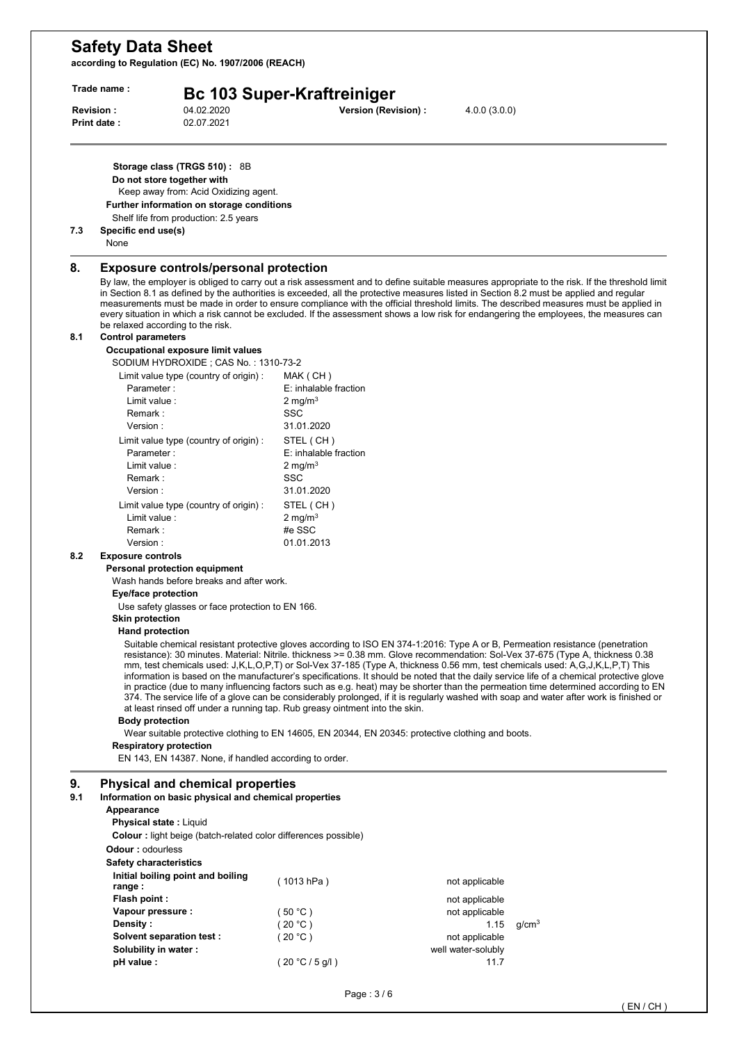**Storage class (TRGS 510) :** 8B

**Do not store together with**

Keep away from: Acid Oxidizing agent.

**Further information on storage conditions**

Shelf life from production: 2.5 years

### 7.3 Specific end use(s)

None

## 8. Exposure controls/personal protection

By law, the employer is obliged to carry out a risk assessment and to define suitable measures appropriate to the risk. If the threshold limit in Section 8.1 as defined by the authorities is exceeded, all the protective measures listed in Section 8.2 must be applied and regular measurements must be made in order to ensure compliance with the official threshold limits. The described measures must be applied in every situation in which a risk cannot be excluded. If the assessment shows a low risk for endangering the employees, the measures can be relaxed according to the risk.

### 8.1 Control parameters

**Occupational exposure limit values**

SODIUM HYDROXIDE ; CAS No. : 1310-73-2

| | |
|---|---|
| Limit value type (country of origin) : | MAK ( CH ) |
| Parameter : | E: inhalable fraction |
| Limit value : | 2 mg/m³ |
| Remark : | SSC |
| Version : | 31.01.2020 |
| Limit value type (country of origin) : | STEL ( CH ) |
| Parameter : | E: inhalable fraction |
| Limit value : | 2 mg/m³ |
| Remark : | SSC |
| Version : | 31.01.2020 |
| Limit value type (country of origin) : | STEL ( CH ) |
| Limit value : | 2 mg/m³ |
| Remark : | #e SSC |
| Version : | 01.01.2013 |

### 8.2 Exposure controls

**Personal protection equipment**

Wash hands before breaks and after work.

**Eye/face protection**

Use safety glasses or face protection to EN 166.

**Skin protection**

**Hand protection**

Suitable chemical resistant protective gloves according to ISO EN 374-1:2016: Type A or B, Permeation resistance (penetration resistance): 30 minutes. Material: Nitrile. thickness >= 0.38 mm. Glove recommendation: Sol-Vex 37-675 (Type A, thickness 0.38 mm, test chemicals used: J,K,L,O,P,T) or Sol-Vex 37-185 (Type A, thickness 0.56 mm, test chemicals used: A,G,J,K,L,P,T) This information is based on the manufacturer's specifications. It should be noted that the daily service life of a chemical protective glove in practice (due to many influencing factors such as e.g. heat) may be shorter than the permeation time determined according to EN 374. The service life of a glove can be considerably prolonged, if it is regularly washed with soap and water after work is finished or at least rinsed off under a running tap. Rub greasy ointment into the skin.

**Body protection**

Wear suitable protective clothing to EN 14605, EN 20344, EN 20345: protective clothing and boots.

**Respiratory protection**

EN 143, EN 14387. None, if handled according to order.

## 9. Physical and chemical properties

### 9.1 Information on basic physical and chemical properties

**Appearance**

**Physical state :** Liquid

**Colour :** light beige (batch-related color differences possible)

**Odour :** odourless

**Safety characteristics**

| | | | |
|---|---|---|---|
| **Initial boiling point and boiling range :** | ( 1013 hPa ) | not applicable | |
| **Flash point :** | | not applicable | |
| **Vapour pressure :** | ( 50 °C ) | not applicable | |
| **Density :** | ( 20 °C ) | 1.15 | g/cm³ |
| **Solvent separation test :** | ( 20 °C ) | not applicable | |
| **Solubility in water :** | | well water-solubly | |
| **pH value :** | ( 20 °C / 5 g/l ) | 11.7 | |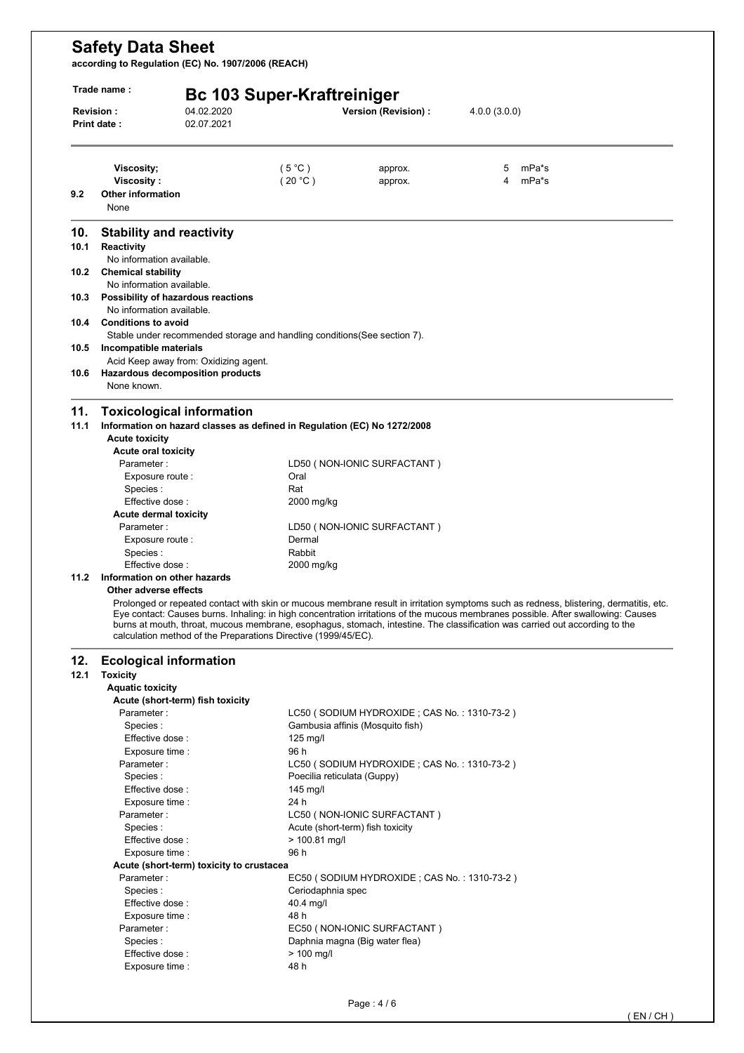| | | | |
|---|---|---|---|
| **Viscosity;** | ( 5 °C ) | approx. | 5 mPa*s |
| **Viscosity :** | ( 20 °C ) | approx. | 4 mPa*s |

### 9.2 Other information

None

## 10. Stability and reactivity

### 10.1 Reactivity

No information available.

### 10.2 Chemical stability

No information available.

### 10.3 Possibility of hazardous reactions

No information available.

### 10.4 Conditions to avoid

Stable under recommended storage and handling conditions(See section 7).

### 10.5 Incompatible materials

Acid Keep away from: Oxidizing agent.

### 10.6 Hazardous decomposition products

None known.

## 11. Toxicological information

### 11.1 Information on hazard classes as defined in Regulation (EC) No 1272/2008

**Acute toxicity**

**Acute oral toxicity**

| | |
|---|---|
| Parameter : | LD50 ( NON-IONIC SURFACTANT ) |
| Exposure route : | Oral |
| Species : | Rat |
| Effective dose : | 2000 mg/kg |

**Acute dermal toxicity**

| | |
|---|---|
| Parameter : | LD50 ( NON-IONIC SURFACTANT ) |
| Exposure route : | Dermal |
| Species : | Rabbit |
| Effective dose : | 2000 mg/kg |

### 11.2 Information on other hazards

**Other adverse effects**

Prolonged or repeated contact with skin or mucous membrane result in irritation symptoms such as redness, blistering, dermatitis, etc. Eye contact: Causes burns. Inhaling: in high concentration irritations of the mucous membranes possible. After swallowing: Causes burns at mouth, throat, mucous membrane, esophagus, stomach, intestine. The classification was carried out according to the calculation method of the Preparations Directive (1999/45/EC).

## 12. Ecological information

### 12.1 Toxicity

**Aquatic toxicity**

**Acute (short-term) fish toxicity**

| | |
|---|---|
| Parameter : | LC50 ( SODIUM HYDROXIDE ; CAS No. : 1310-73-2 ) |
| Species : | Gambusia affinis (Mosquito fish) |
| Effective dose : | 125 mg/l |
| Exposure time : | 96 h |
| Parameter : | LC50 ( SODIUM HYDROXIDE ; CAS No. : 1310-73-2 ) |
| Species : | Poecilia reticulata (Guppy) |
| Effective dose : | 145 mg/l |
| Exposure time : | 24 h |
| Parameter : | LC50 ( NON-IONIC SURFACTANT ) |
| Species : | Acute (short-term) fish toxicity |
| Effective dose : | > 100.81 mg/l |
| Exposure time : | 96 h |

**Acute (short-term) toxicity to crustacea**

| | |
|---|---|
| Parameter : | EC50 ( SODIUM HYDROXIDE ; CAS No. : 1310-73-2 ) |
| Species : | Ceriodaphnia spec |
| Effective dose : | 40.4 mg/l |
| Exposure time : | 48 h |
| Parameter : | EC50 ( NON-IONIC SURFACTANT ) |
| Species : | Daphnia magna (Big water flea) |
| Effective dose : | > 100 mg/l |
| Exposure time : | 48 h |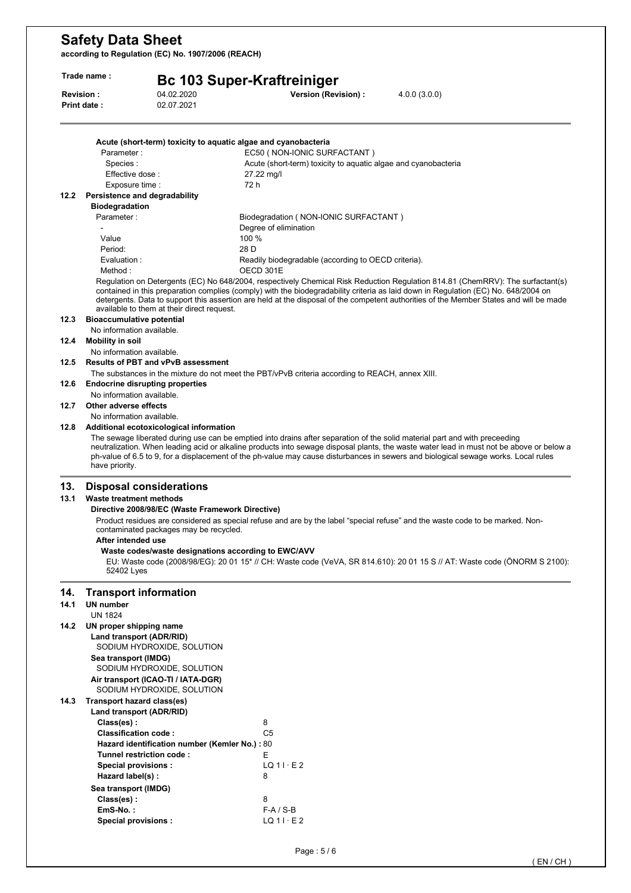**Acute (short-term) toxicity to aquatic algae and cyanobacteria**

| | |
|---|---|
| Parameter : | EC50 ( NON-IONIC SURFACTANT ) |
| Species : | Acute (short-term) toxicity to aquatic algae and cyanobacteria |
| Effective dose : | 27.22 mg/l |
| Exposure time : | 72 h |

### 12.2 Persistence and degradability

**Biodegradation**

| | |
|---|---|
| Parameter : | Biodegradation ( NON-IONIC SURFACTANT ) |
| - | Degree of elimination |
| Value | 100 % |
| Period: | 28 D |
| Evaluation : | Readily biodegradable (according to OECD criteria). |
| Method : | OECD 301E |

Regulation on Detergents (EC) No 648/2004, respectively Chemical Risk Reduction Regulation 814.81 (ChemRRV): The surfactant(s) contained in this preparation complies (comply) with the biodegradability criteria as laid down in Regulation (EC) No. 648/2004 on detergents. Data to support this assertion are held at the disposal of the competent authorities of the Member States and will be made available to them at their direct request.

### 12.3 Bioaccumulative potential

No information available.

### 12.4 Mobility in soil

No information available.

### 12.5 Results of PBT and vPvB assessment

The substances in the mixture do not meet the PBT/vPvB criteria according to REACH, annex XIII.

### 12.6 Endocrine disrupting properties

No information available.

### 12.7 Other adverse effects

No information available.

### 12.8 Additional ecotoxicological information

The sewage liberated during use can be emptied into drains after separation of the solid material part and with preceeding neutralization. When leading acid or alkaline products into sewage disposal plants, the waste water lead in must not be above or below a ph-value of 6.5 to 9, for a displacement of the ph-value may cause disturbances in sewers and biological sewage works. Local rules have priority.

## 13. Disposal considerations

### 13.1 Waste treatment methods

**Directive 2008/98/EC (Waste Framework Directive)**

Product residues are considered as special refuse and are by the label "special refuse" and the waste code to be marked. Non-contaminated packages may be recycled.

**After intended use**

**Waste codes/waste designations according to EWC/AVV**

EU: Waste code (2008/98/EG): 20 01 15* // CH: Waste code (VeVA, SR 814.610): 20 01 15 S // AT: Waste code (ÖNORM S 2100): 52402 Lyes

## 14. Transport information

### 14.1 UN number

UN 1824

### 14.2 UN proper shipping name

**Land transport (ADR/RID)**

SODIUM HYDROXIDE, SOLUTION

**Sea transport (IMDG)**

SODIUM HYDROXIDE, SOLUTION

**Air transport (ICAO-TI / IATA-DGR)**

SODIUM HYDROXIDE, SOLUTION

### 14.3 Transport hazard class(es)

**Land transport (ADR/RID)**

| | |
|---|---|
| **Class(es) :** | 8 |
| **Classification code :** | C5 |
| **Hazard identification number (Kemler No.) :** | 80 |
| **Tunnel restriction code :** | E |
| **Special provisions :** | LQ 1 l · E 2 |
| **Hazard label(s) :** | 8 |

**Sea transport (IMDG)**

| | |
|---|---|
| **Class(es) :** | 8 |
| **EmS-No. :** | F-A / S-B |
| **Special provisions :** | LQ 1 l · E 2 |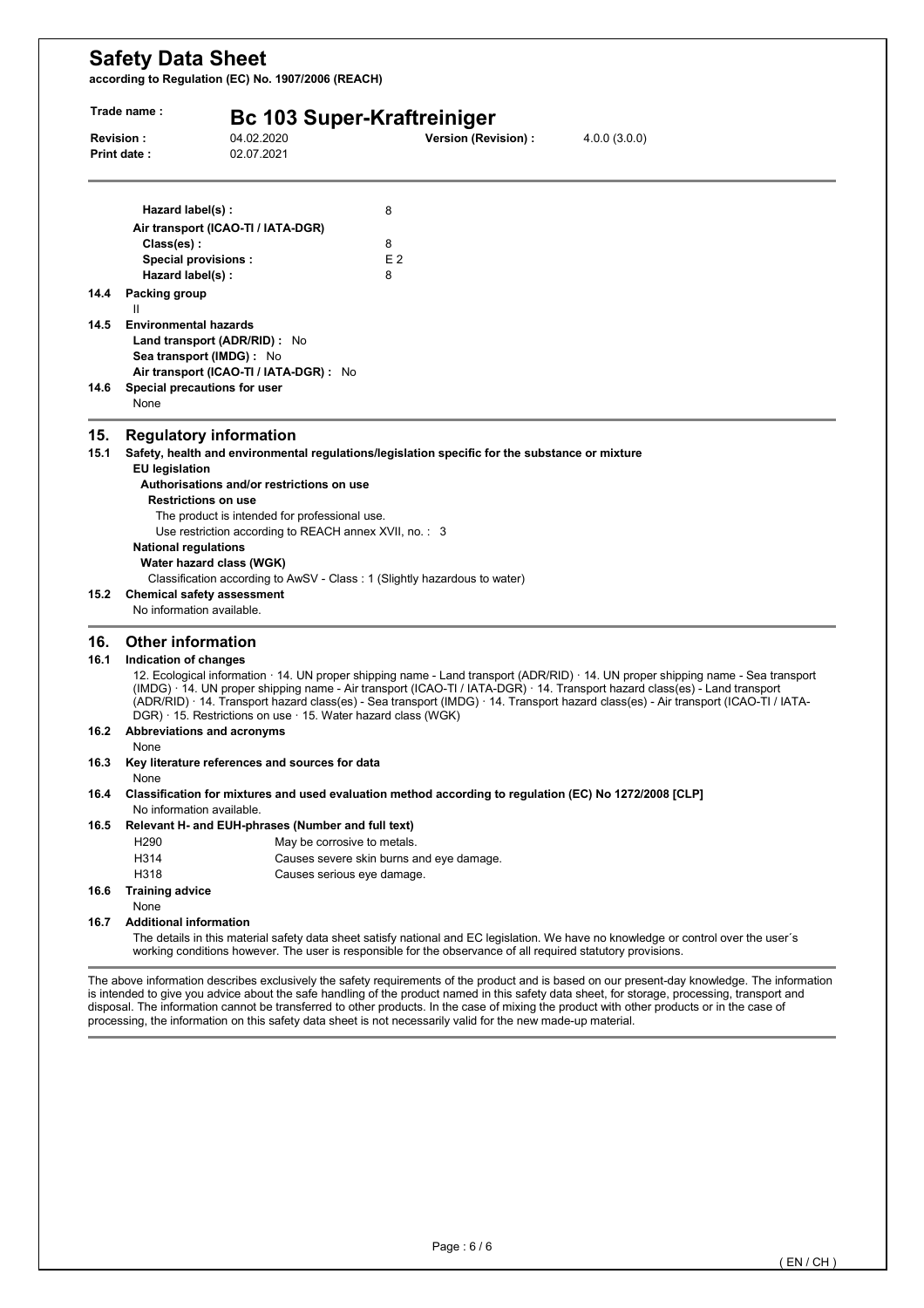Hazard label(s) : 8

Air transport (ICAO-TI / IATA-DGR)

Class(es) : 8

Special provisions : E 2

Hazard label(s) : 8

**14.4 Packing group**

II

**14.5 Environmental hazards**

Land transport (ADR/RID) : No

Sea transport (IMDG) : No

Air transport (ICAO-TI / IATA-DGR) : No

**14.6 Special precautions for user**

None

## 15. Regulatory information

**15.1 Safety, health and environmental regulations/legislation specific for the substance or mixture**

**EU legislation**

**Authorisations and/or restrictions on use**

**Restrictions on use**

The product is intended for professional use.

Use restriction according to REACH annex XVII, no. : 3

**National regulations**

**Water hazard class (WGK)**

Classification according to AwSV - Class : 1 (Slightly hazardous to water)

**15.2 Chemical safety assessment**

No information available.

## 16. Other information

**16.1 Indication of changes**

12. Ecological information · 14. UN proper shipping name - Land transport (ADR/RID) · 14. UN proper shipping name - Sea transport (IMDG) · 14. UN proper shipping name - Air transport (ICAO-TI / IATA-DGR) · 14. Transport hazard class(es) - Land transport (ADR/RID) · 14. Transport hazard class(es) - Sea transport (IMDG) · 14. Transport hazard class(es) - Air transport (ICAO-TI / IATA-DGR) · 15. Restrictions on use · 15. Water hazard class (WGK)

**16.2 Abbreviations and acronyms**

None

**16.3 Key literature references and sources for data**

None

**16.4 Classification for mixtures and used evaluation method according to regulation (EC) No 1272/2008 [CLP]**

No information available.

**16.5 Relevant H- and EUH-phrases (Number and full text)**

| | |
|---|---|
| H290 | May be corrosive to metals. |
| H314 | Causes severe skin burns and eye damage. |
| H318 | Causes serious eye damage. |

**16.6 Training advice**

None

**16.7 Additional information**

The details in this material safety data sheet satisfy national and EC legislation. We have no knowledge or control over the user´s working conditions however. The user is responsible for the observance of all required statutory provisions.

The above information describes exclusively the safety requirements of the product and is based on our present-day knowledge. The information is intended to give you advice about the safe handling of the product named in this safety data sheet, for storage, processing, transport and disposal. The information cannot be transferred to other products. In the case of mixing the product with other products or in the case of processing, the information on this safety data sheet is not necessarily valid for the new made-up material.